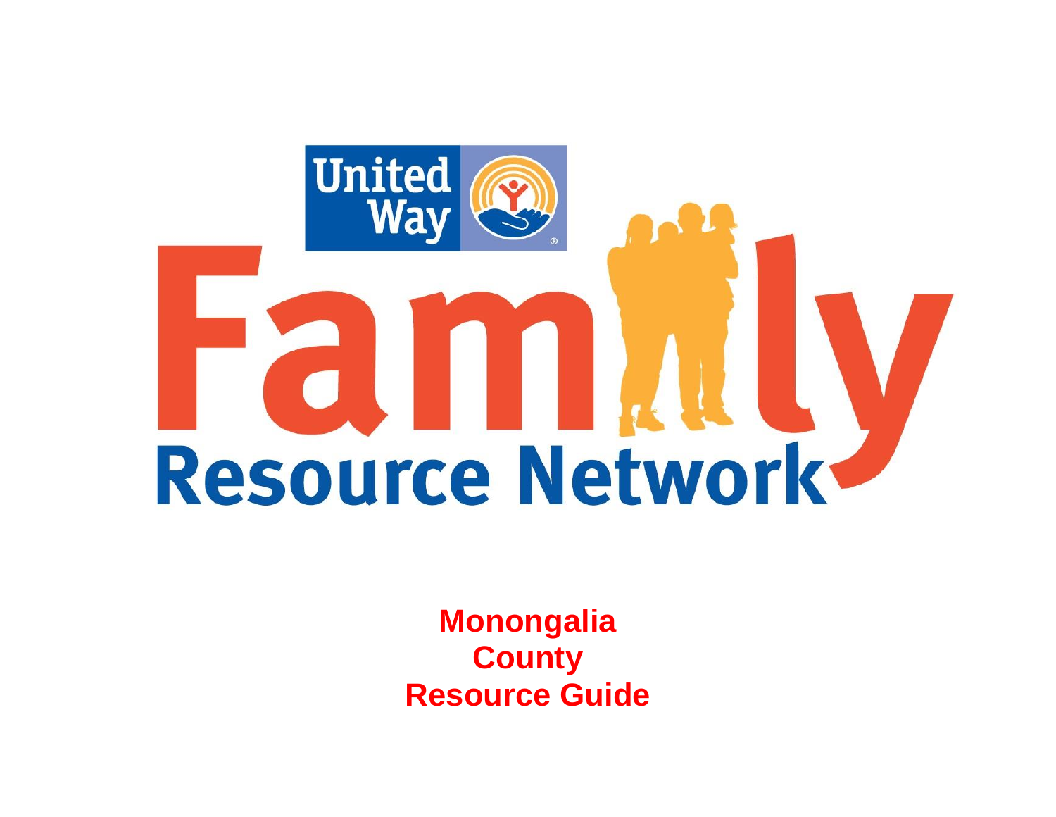United Way

# Family Resource Network

**Monongalia County Resource Guide**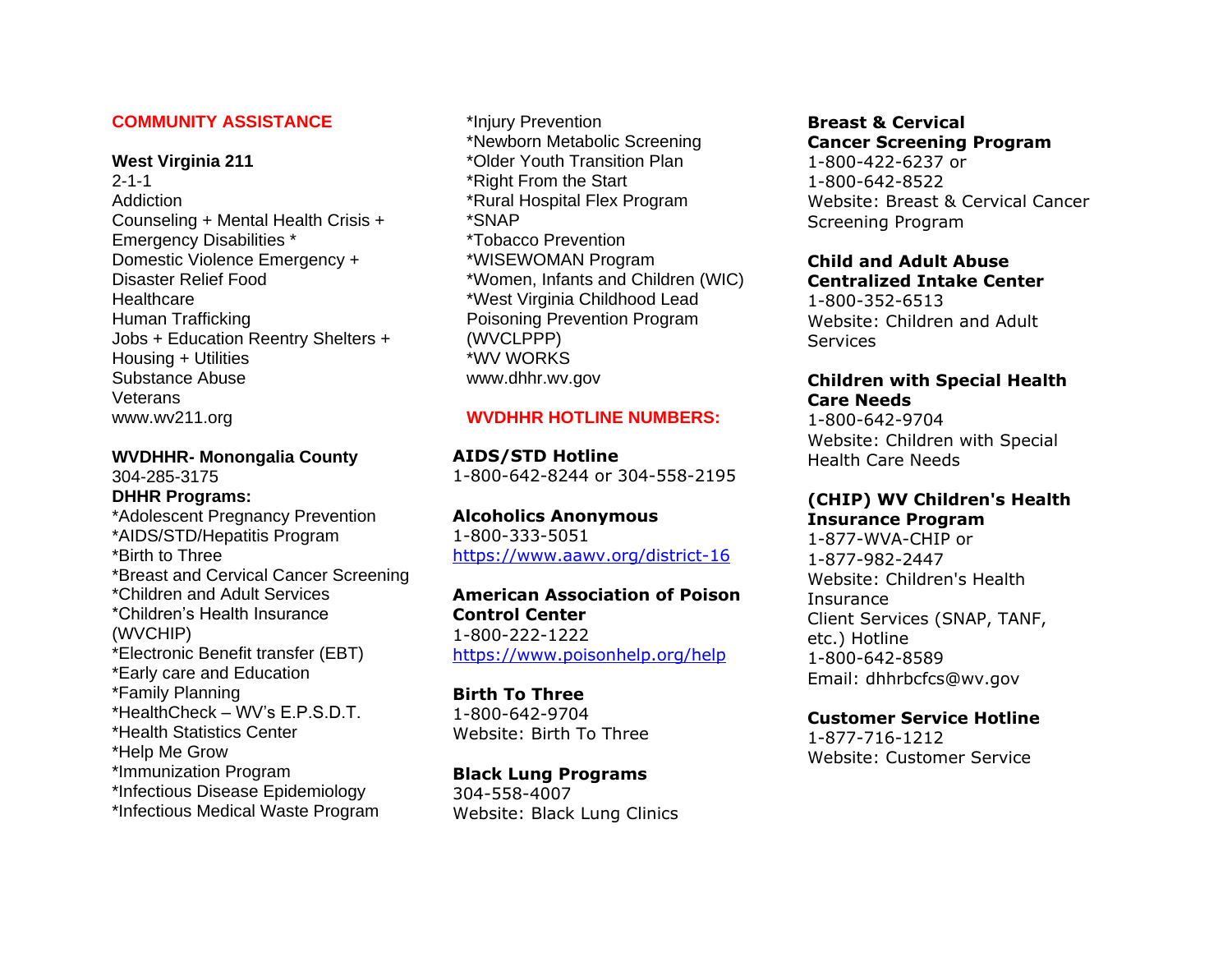## COMMUNITY ASSISTANCE

**West Virginia 211**
2-1-1
Addiction
Counseling + Mental Health Crisis +
Emergency Disabilities *
Domestic Violence Emergency +
Disaster Relief Food
Healthcare
Human Trafficking
Jobs + Education Reentry Shelters +
Housing + Utilities
Substance Abuse
Veterans
www.wv211.org

**WVDHHR- Monongalia County**
304-285-3175
**DHHR Programs:**
*Adolescent Pregnancy Prevention
*AIDS/STD/Hepatitis Program
*Birth to Three
*Breast and Cervical Cancer Screening
*Children and Adult Services
*Children's Health Insurance (WVCHIP)
*Electronic Benefit transfer (EBT)
*Early care and Education
*Family Planning
*HealthCheck – WV's E.P.S.D.T.
*Health Statistics Center
*Help Me Grow
*Immunization Program
*Infectious Disease Epidemiology
*Infectious Medical Waste Program
*Injury Prevention
*Newborn Metabolic Screening
*Older Youth Transition Plan
*Right From the Start
*Rural Hospital Flex Program
*SNAP
*Tobacco Prevention
*WISEWOMAN Program
*Women, Infants and Children (WIC)
*West Virginia Childhood Lead Poisoning Prevention Program (WVCLPPP)
*WV WORKS
www.dhhr.wv.gov

## WVDHHR HOTLINE NUMBERS:

**AIDS/STD Hotline**
1-800-642-8244 or 304-558-2195

**Alcoholics Anonymous**
1-800-333-5051
https://www.aawv.org/district-16

**American Association of Poison Control Center**
1-800-222-1222
https://www.poisonhelp.org/help

**Birth To Three**
1-800-642-9704
Website: Birth To Three

**Black Lung Programs**
304-558-4007
Website: Black Lung Clinics

**Breast & Cervical Cancer Screening Program**
1-800-422-6237 or
1-800-642-8522
Website: Breast & Cervical Cancer Screening Program

**Child and Adult Abuse Centralized Intake Center**
1-800-352-6513
Website: Children and Adult Services

**Children with Special Health Care Needs**
1-800-642-9704
Website: Children with Special Health Care Needs

**(CHIP) WV Children's Health Insurance Program**
1-877-WVA-CHIP or
1-877-982-2447
Website: Children's Health Insurance
Client Services (SNAP, TANF, etc.) Hotline
1-800-642-8589
Email: dhhrbcfcs@wv.gov

**Customer Service Hotline**
1-877-716-1212
Website: Customer Service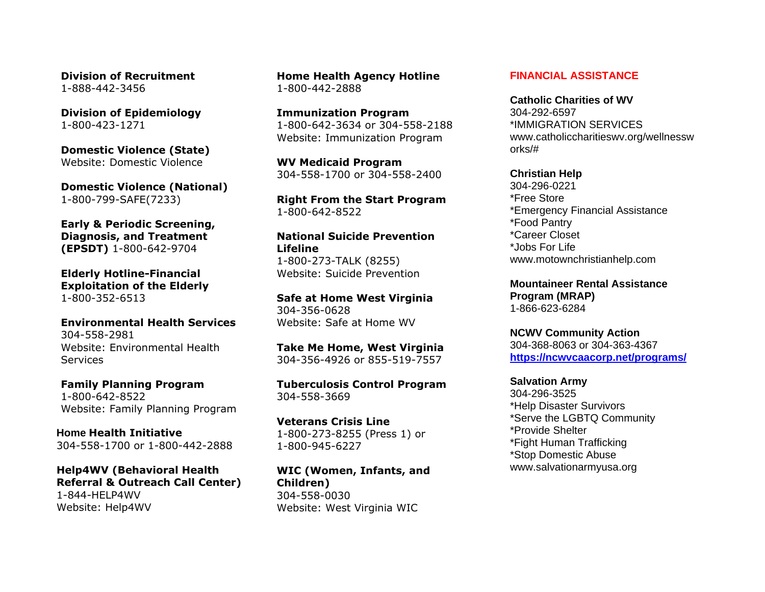**Division of Recruitment**
1-888-442-3456

**Division of Epidemiology**
1-800-423-1271

**Domestic Violence (State)**
Website: Domestic Violence

**Domestic Violence (National)**
1-800-799-SAFE(7233)

**Early & Periodic Screening, Diagnosis, and Treatment (EPSDT)** 1-800-642-9704

**Elderly Hotline-Financial Exploitation of the Elderly**
1-800-352-6513

**Environmental Health Services**
304-558-2981
Website: Environmental Health Services

**Family Planning Program**
1-800-642-8522
Website: Family Planning Program

**Home Health Initiative**
304-558-1700 or 1-800-442-2888

**Help4WV (Behavioral Health Referral & Outreach Call Center)**
1-844-HELP4WV
Website: Help4WV

**Home Health Agency Hotline**
1-800-442-2888

**Immunization Program**
1-800-642-3634 or 304-558-2188
Website: Immunization Program

**WV Medicaid Program**
304-558-1700 or 304-558-2400

**Right From the Start Program**
1-800-642-8522

**National Suicide Prevention Lifeline**
1-800-273-TALK (8255)
Website: Suicide Prevention

**Safe at Home West Virginia**
304-356-0628
Website: Safe at Home WV

**Take Me Home, West Virginia**
304-356-4926 or 855-519-7557

**Tuberculosis Control Program**
304-558-3669

**Veterans Crisis Line**
1-800-273-8255 (Press 1) or
1-800-945-6227

**WIC (Women, Infants, and Children)**
304-558-0030
Website: West Virginia WIC

## FINANCIAL ASSISTANCE

**Catholic Charities of WV**
304-292-6597
*IMMIGRATION SERVICES
www.catholiccharitieswv.org/wellnessworks/#

**Christian Help**
304-296-0221
*Free Store
*Emergency Financial Assistance
*Food Pantry
*Career Closet
*Jobs For Life
www.motownchristianhelp.com

**Mountaineer Rental Assistance Program (MRAP)**
1-866-623-6284

**NCWV Community Action**
304-368-8063 or 304-363-4367
https://ncwvcaacorp.net/programs/

**Salvation Army**
304-296-3525
*Help Disaster Survivors
*Serve the LGBTQ Community
*Provide Shelter
*Fight Human Trafficking
*Stop Domestic Abuse
www.salvationarmyusa.org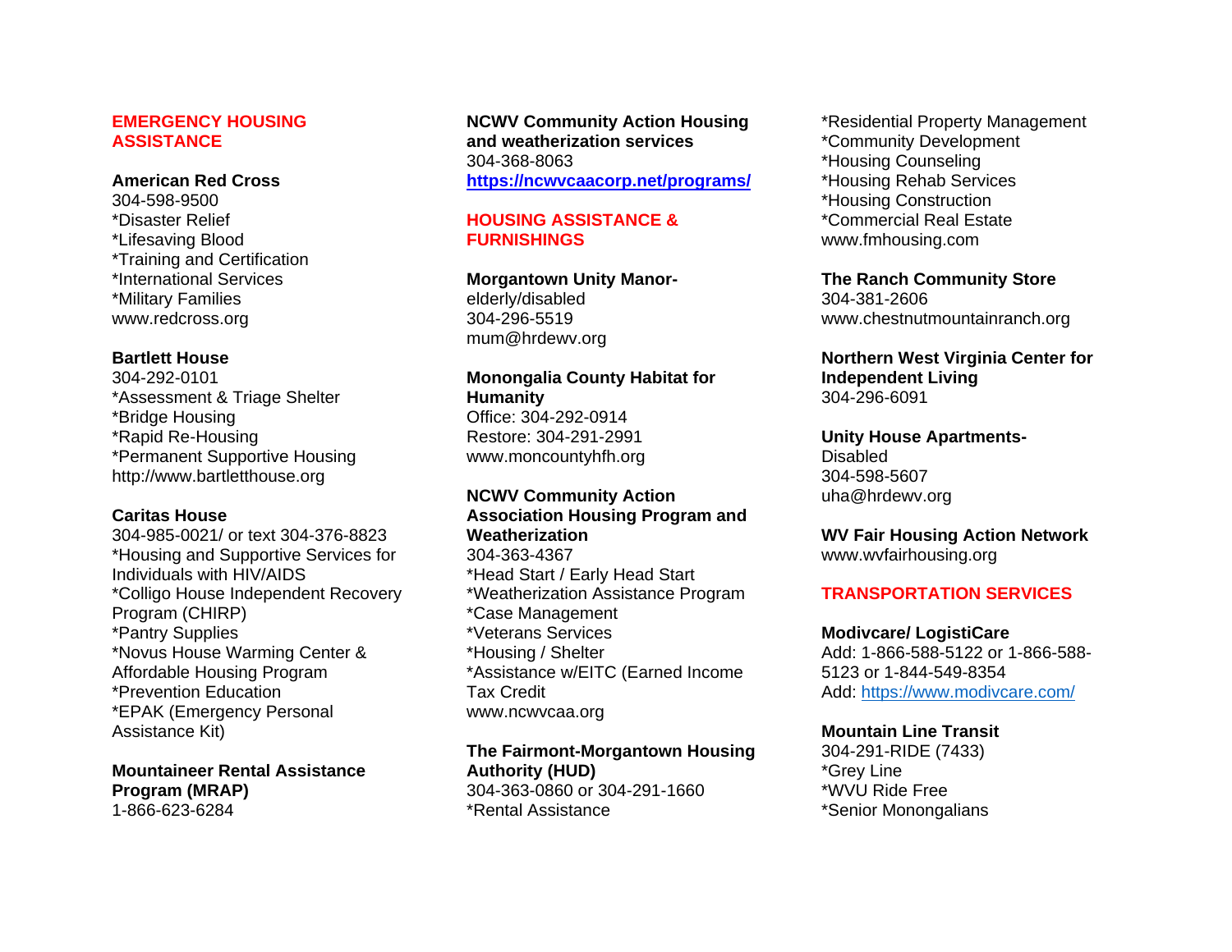## EMERGENCY HOUSING ASSISTANCE

**American Red Cross**
304-598-9500
*Disaster Relief
*Lifesaving Blood
*Training and Certification
*International Services
*Military Families
www.redcross.org

**Bartlett House**
304-292-0101
*Assessment & Triage Shelter
*Bridge Housing
*Rapid Re-Housing
*Permanent Supportive Housing
http://www.bartletthouse.org

**Caritas House**
304-985-0021/ or text 304-376-8823
*Housing and Supportive Services for Individuals with HIV/AIDS
*Colligo House Independent Recovery Program (CHIRP)
*Pantry Supplies
*Novus House Warming Center & Affordable Housing Program
*Prevention Education
*EPAK (Emergency Personal Assistance Kit)

**Mountaineer Rental Assistance Program (MRAP)**
1-866-623-6284

**NCWV Community Action Housing and weatherization services**
304-368-8063
**https://ncwvcaacorp.net/programs/**

## HOUSING ASSISTANCE & FURNISHINGS

**Morgantown Unity Manor-** elderly/disabled
304-296-5519
mum@hrdewv.org

**Monongalia County Habitat for Humanity**
Office: 304-292-0914
Restore: 304-291-2991
www.moncountyhfh.org

**NCWV Community Action Association Housing Program and Weatherization**
304-363-4367
*Head Start / Early Head Start
*Weatherization Assistance Program
*Case Management
*Veterans Services
*Housing / Shelter
*Assistance w/EITC (Earned Income Tax Credit
www.ncwvcaa.org

**The Fairmont-Morgantown Housing Authority (HUD)**
304-363-0860 or 304-291-1660
*Rental Assistance
*Residential Property Management
*Community Development
*Housing Counseling
*Housing Rehab Services
*Housing Construction
*Commercial Real Estate
www.fmhousing.com

**The Ranch Community Store**
304-381-2606
www.chestnutmountainranch.org

**Northern West Virginia Center for Independent Living**
304-296-6091

**Unity House Apartments-** Disabled
304-598-5607
uha@hrdewv.org

**WV Fair Housing Action Network**
www.wvfairhousing.org

## TRANSPORTATION SERVICES

**Modivcare/ LogistiCare**
Add: 1-866-588-5122 or 1-866-588-5123 or 1-844-549-8354
Add: https://www.modivcare.com/

**Mountain Line Transit**
304-291-RIDE (7433)
*Grey Line
*WVU Ride Free
*Senior Monongalians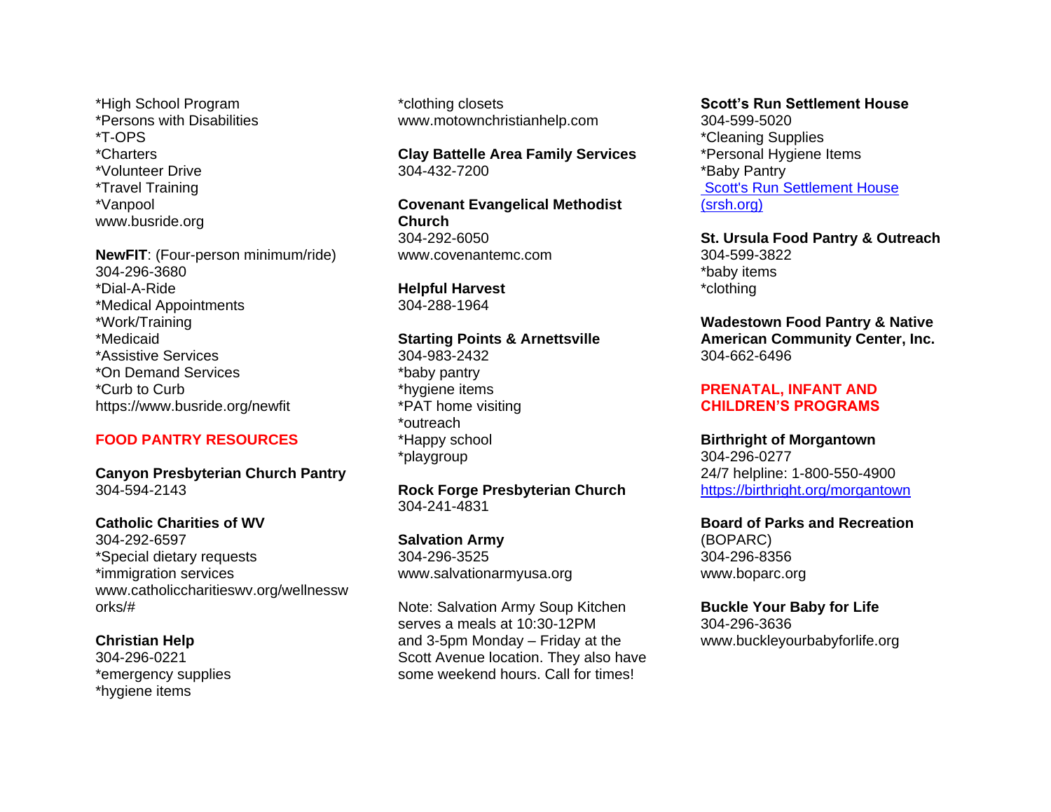*High School Program
*Persons with Disabilities
*T-OPS
*Charters
*Volunteer Drive
*Travel Training
*Vanpool
www.busride.org

**NewFIT**: (Four-person minimum/ride)
304-296-3680
*Dial-A-Ride
*Medical Appointments
*Work/Training
*Medicaid
*Assistive Services
*On Demand Services
*Curb to Curb
https://www.busride.org/newfit

## FOOD PANTRY RESOURCES

**Canyon Presbyterian Church Pantry**
304-594-2143

**Catholic Charities of WV**
304-292-6597
*Special dietary requests
*immigration services
www.catholiccharitieswv.org/wellnessworks/#

**Christian Help**
304-296-0221
*emergency supplies
*hygiene items
*clothing closets
www.motownchristianhelp.com

**Clay Battelle Area Family Services**
304-432-7200

**Covenant Evangelical Methodist Church**
304-292-6050
www.covenantemc.com

**Helpful Harvest**
304-288-1964

**Starting Points & Arnettsville**
304-983-2432
*baby pantry
*hygiene items
*PAT home visiting
*outreach
*Happy school
*playgroup

**Rock Forge Presbyterian Church**
304-241-4831

**Salvation Army**
304-296-3525
www.salvationarmyusa.org

Note: Salvation Army Soup Kitchen serves a meals at 10:30-12PM and 3-5pm Monday – Friday at the Scott Avenue location. They also have some weekend hours. Call for times!

**Scott's Run Settlement House**
304-599-5020
*Cleaning Supplies
*Personal Hygiene Items
*Baby Pantry
[Scott's Run Settlement House (srsh.org)](srsh.org)

**St. Ursula Food Pantry & Outreach**
304-599-3822
*baby items
*clothing

**Wadestown Food Pantry & Native American Community Center, Inc.**
304-662-6496

## PRENATAL, INFANT AND CHILDREN'S PROGRAMS

**Birthright of Morgantown**
304-296-0277
24/7 helpline: 1-800-550-4900
https://birthright.org/morgantown

**Board of Parks and Recreation** (BOPARC)
304-296-8356
www.boparc.org

**Buckle Your Baby for Life**
304-296-3636
www.buckleyourbabyforlife.org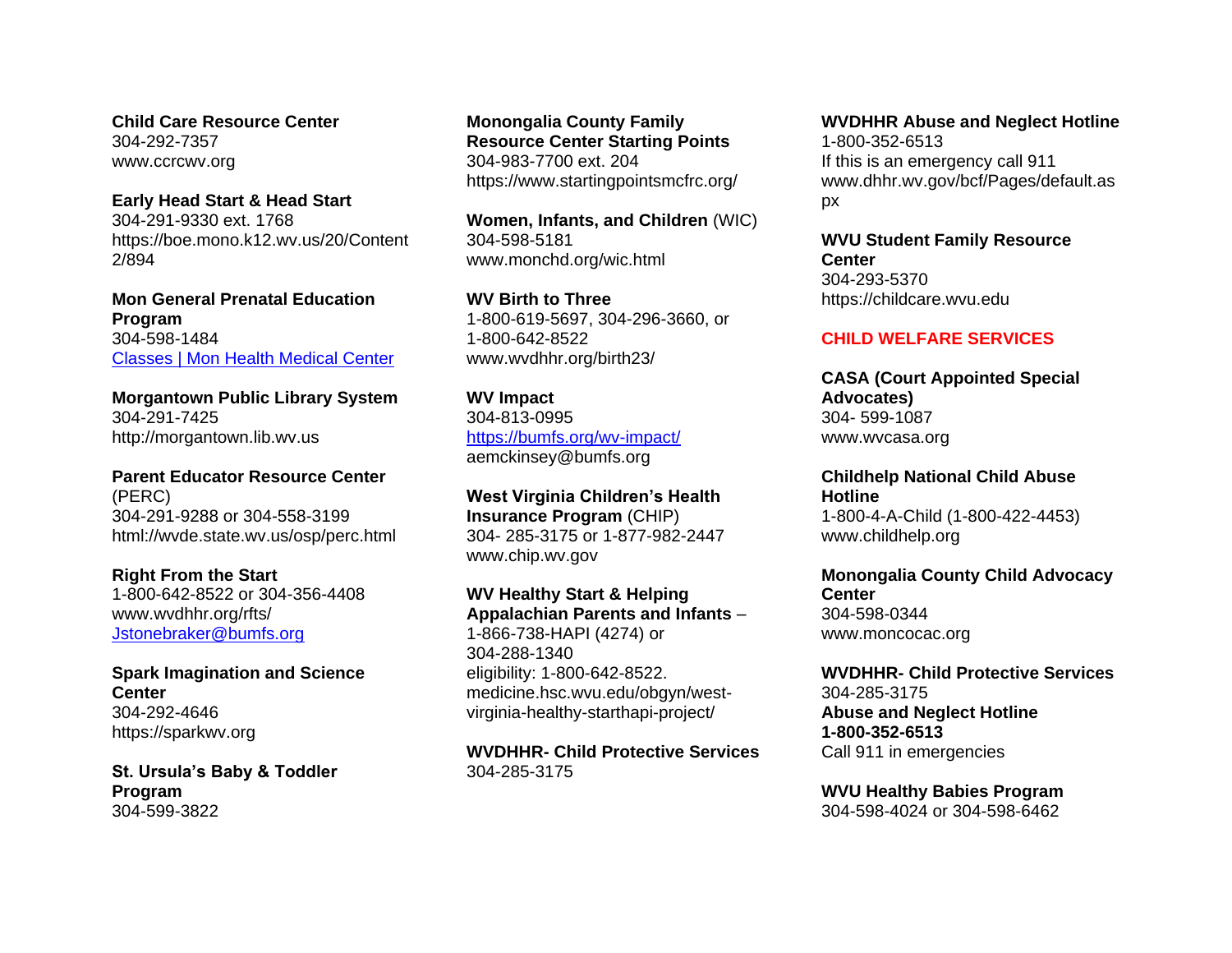**Child Care Resource Center**
304-292-7357
www.ccrcwv.org

**Early Head Start & Head Start**
304-291-9330 ext. 1768
https://boe.mono.k12.wv.us/20/Content2/894

**Mon General Prenatal Education Program**
304-598-1484
[Classes | Mon Health Medical Center](Classes | Mon Health Medical Center)

**Morgantown Public Library System**
304-291-7425
http://morgantown.lib.wv.us

**Parent Educator Resource Center** (PERC)
304-291-9288 or 304-558-3199
html://wvde.state.wv.us/osp/perc.html

**Right From the Start**
1-800-642-8522 or 304-356-4408
www.wvdhhr.org/rfts/
Jstonebraker@bumfs.org

**Spark Imagination and Science Center**
304-292-4646
https://sparkwv.org

**St. Ursula's Baby & Toddler Program**
304-599-3822

**Monongalia County Family Resource Center Starting Points**
304-983-7700 ext. 204
https://www.startingpointsmcfrc.org/

**Women, Infants, and Children** (WIC)
304-598-5181
www.monchd.org/wic.html

**WV Birth to Three**
1-800-619-5697, 304-296-3660, or 1-800-642-8522
www.wvdhhr.org/birth23/

**WV Impact**
304-813-0995
https://bumfs.org/wv-impact/
aemckinsey@bumfs.org

**West Virginia Children's Health Insurance Program** (CHIP)
304- 285-3175 or 1-877-982-2447
www.chip.wv.gov

**WV Healthy Start & Helping Appalachian Parents and Infants** –
1-866-738-HAPI (4274) or
304-288-1340
eligibility: 1-800-642-8522.
medicine.hsc.wvu.edu/obgyn/west-virginia-healthy-starthapi-project/

**WVDHHR- Child Protective Services**
304-285-3175

**WVDHHR Abuse and Neglect Hotline**
1-800-352-6513
If this is an emergency call 911
www.dhhr.wv.gov/bcf/Pages/default.aspx

**WVU Student Family Resource Center**
304-293-5370
https://childcare.wvu.edu

## CHILD WELFARE SERVICES

**CASA (Court Appointed Special Advocates)**
304- 599-1087
www.wvcasa.org

**Childhelp National Child Abuse Hotline**
1-800-4-A-Child (1-800-422-4453)
www.childhelp.org

**Monongalia County Child Advocacy Center**
304-598-0344
www.moncocac.org

**WVDHHR- Child Protective Services**
304-285-3175
**Abuse and Neglect Hotline**
**1-800-352-6513**
Call 911 in emergencies

**WVU Healthy Babies Program**
304-598-4024 or 304-598-6462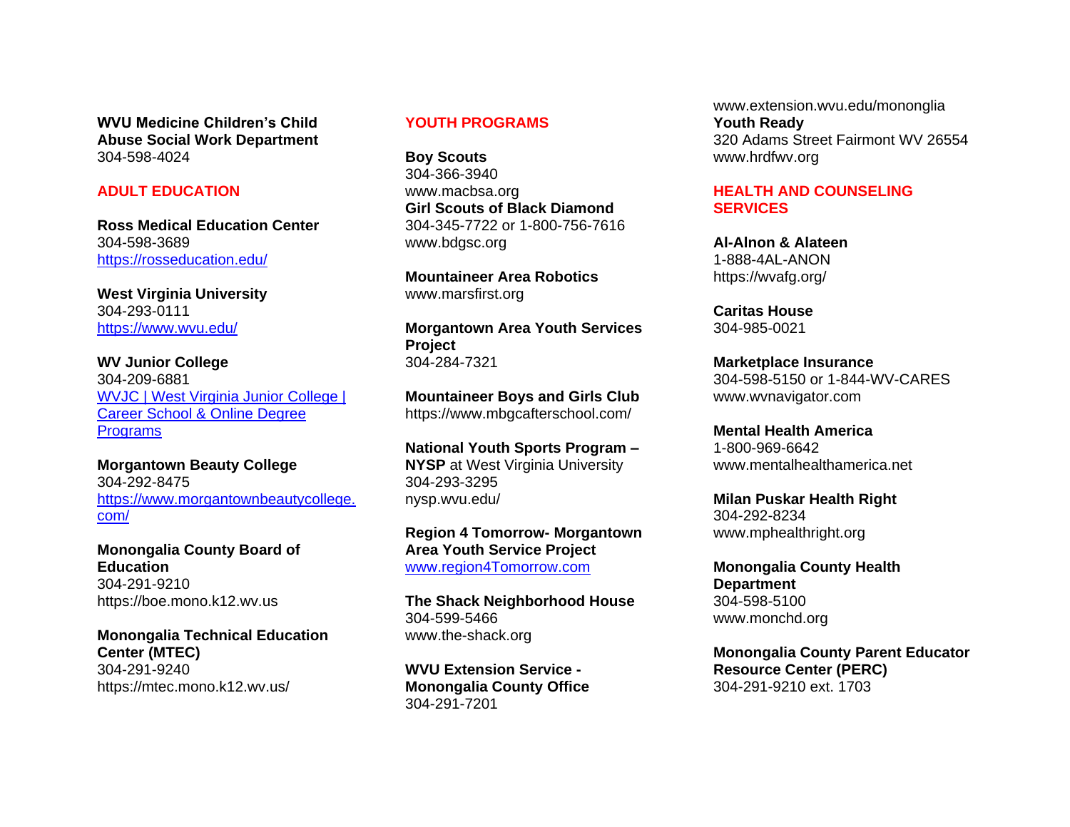**WVU Medicine Children's Child Abuse Social Work Department**
304-598-4024

## ADULT EDUCATION

**Ross Medical Education Center**
304-598-3689
https://rosseducation.edu/

**West Virginia University**
304-293-0111
https://www.wvu.edu/

**WV Junior College**
304-209-6881
WVJC | West Virginia Junior College | Career School & Online Degree Programs

**Morgantown Beauty College**
304-292-8475
https://www.morgantownbeautycollege.com/

**Monongalia County Board of Education**
304-291-9210
https://boe.mono.k12.wv.us

**Monongalia Technical Education Center (MTEC)**
304-291-9240
https://mtec.mono.k12.wv.us/

## YOUTH PROGRAMS

**Boy Scouts**
304-366-3940
www.macbsa.org
**Girl Scouts of Black Diamond**
304-345-7722 or 1-800-756-7616
www.bdgsc.org

**Mountaineer Area Robotics**
www.marsfirst.org

**Morgantown Area Youth Services Project**
304-284-7321

**Mountaineer Boys and Girls Club**
https://www.mbgcafterschool.com/

**National Youth Sports Program – NYSP** at West Virginia University
304-293-3295
nysp.wvu.edu/

**Region 4 Tomorrow- Morgantown Area Youth Service Project**
www.region4Tomorrow.com

**The Shack Neighborhood House**
304-599-5466
www.the-shack.org

**WVU Extension Service - Monongalia County Office**
304-291-7201
www.extension.wvu.edu/mononglia
**Youth Ready**
320 Adams Street Fairmont WV 26554
www.hrdfwv.org

## HEALTH AND COUNSELING SERVICES

**Al-Alnon & Alateen**
1-888-4AL-ANON
https://wvafg.org/

**Caritas House**
304-985-0021

**Marketplace Insurance**
304-598-5150 or 1-844-WV-CARES
www.wvnavigator.com

**Mental Health America**
1-800-969-6642
www.mentalhealthamerica.net

**Milan Puskar Health Right**
304-292-8234
www.mphealthright.org

**Monongalia County Health Department**
304-598-5100
www.monchd.org

**Monongalia County Parent Educator Resource Center (PERC)**
304-291-9210 ext. 1703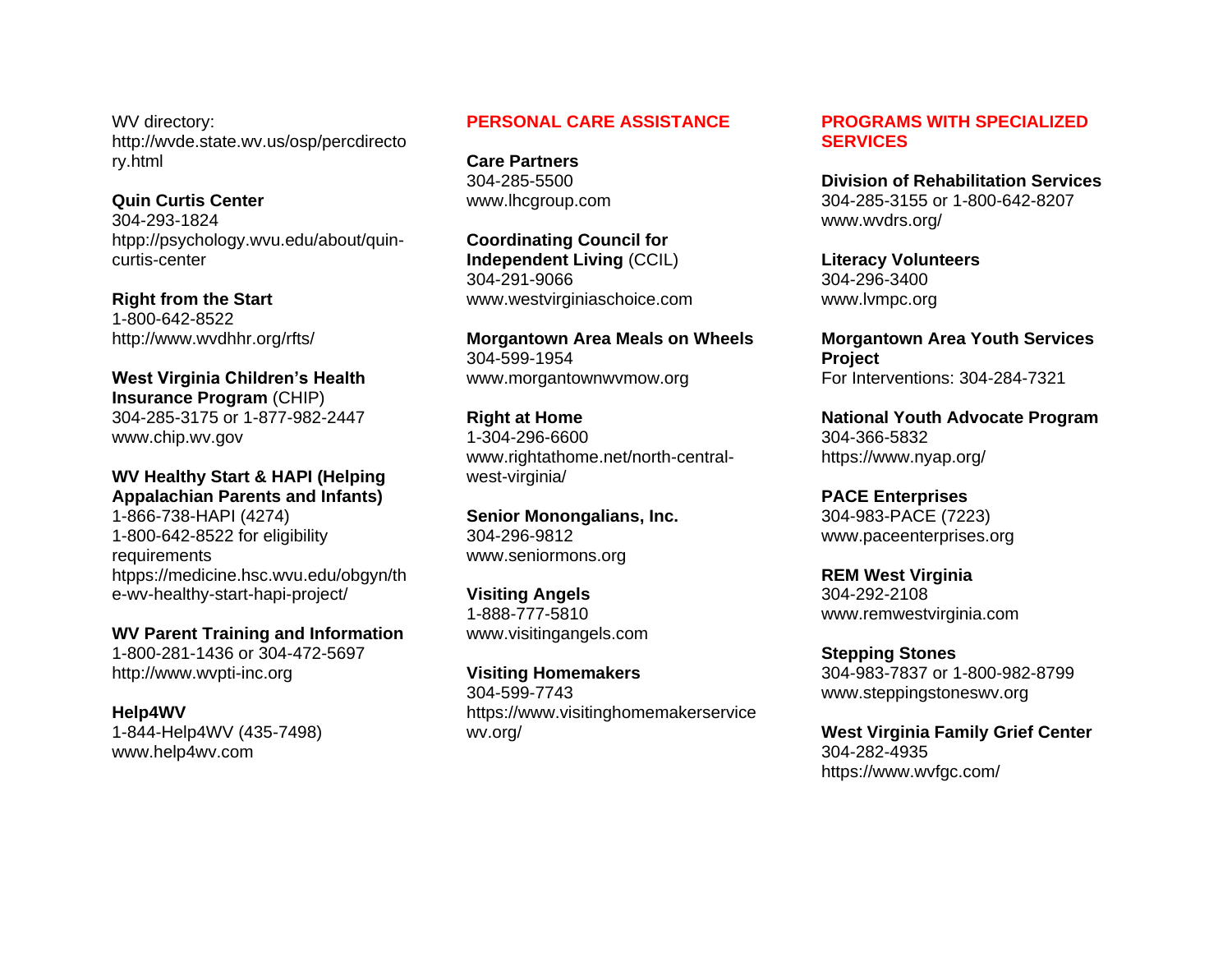WV directory:
http://wvde.state.wv.us/osp/percdirectory.html

**Quin Curtis Center**
304-293-1824
htpp://psychology.wvu.edu/about/quin-curtis-center

**Right from the Start**
1-800-642-8522
http://www.wvdhhr.org/rfts/

**West Virginia Children's Health Insurance Program** (CHIP)
304-285-3175 or 1-877-982-2447
www.chip.wv.gov

**WV Healthy Start & HAPI (Helping Appalachian Parents and Infants)**
1-866-738-HAPI (4274)
1-800-642-8522 for eligibility requirements
htpps://medicine.hsc.wvu.edu/obgyn/the-wv-healthy-start-hapi-project/

**WV Parent Training and Information**
1-800-281-1436 or 304-472-5697
http://www.wvpti-inc.org

**Help4WV**
1-844-Help4WV (435-7498)
www.help4wv.com

## PERSONAL CARE ASSISTANCE

**Care Partners**
304-285-5500
www.lhcgroup.com

**Coordinating Council for Independent Living** (CCIL)
304-291-9066
www.westvirginiaschoice.com

**Morgantown Area Meals on Wheels**
304-599-1954
www.morgantownwvmow.org

**Right at Home**
1-304-296-6600
www.rightathome.net/north-central-west-virginia/

**Senior Monongalians, Inc.**
304-296-9812
www.seniormons.org

**Visiting Angels**
1-888-777-5810
www.visitingangels.com

**Visiting Homemakers**
304-599-7743
https://www.visitinghomemakerservicewv.org/

## PROGRAMS WITH SPECIALIZED SERVICES

**Division of Rehabilitation Services**
304-285-3155 or 1-800-642-8207
www.wvdrs.org/

**Literacy Volunteers**
304-296-3400
www.lvmpc.org

**Morgantown Area Youth Services Project**
For Interventions: 304-284-7321

**National Youth Advocate Program**
304-366-5832
https://www.nyap.org/

**PACE Enterprises**
304-983-PACE (7223)
www.paceenterprises.org

**REM West Virginia**
304-292-2108
www.remwestvirginia.com

**Stepping Stones**
304-983-7837 or 1-800-982-8799
www.steppingstoneswv.org

**West Virginia Family Grief Center**
304-282-4935
https://www.wvfgc.com/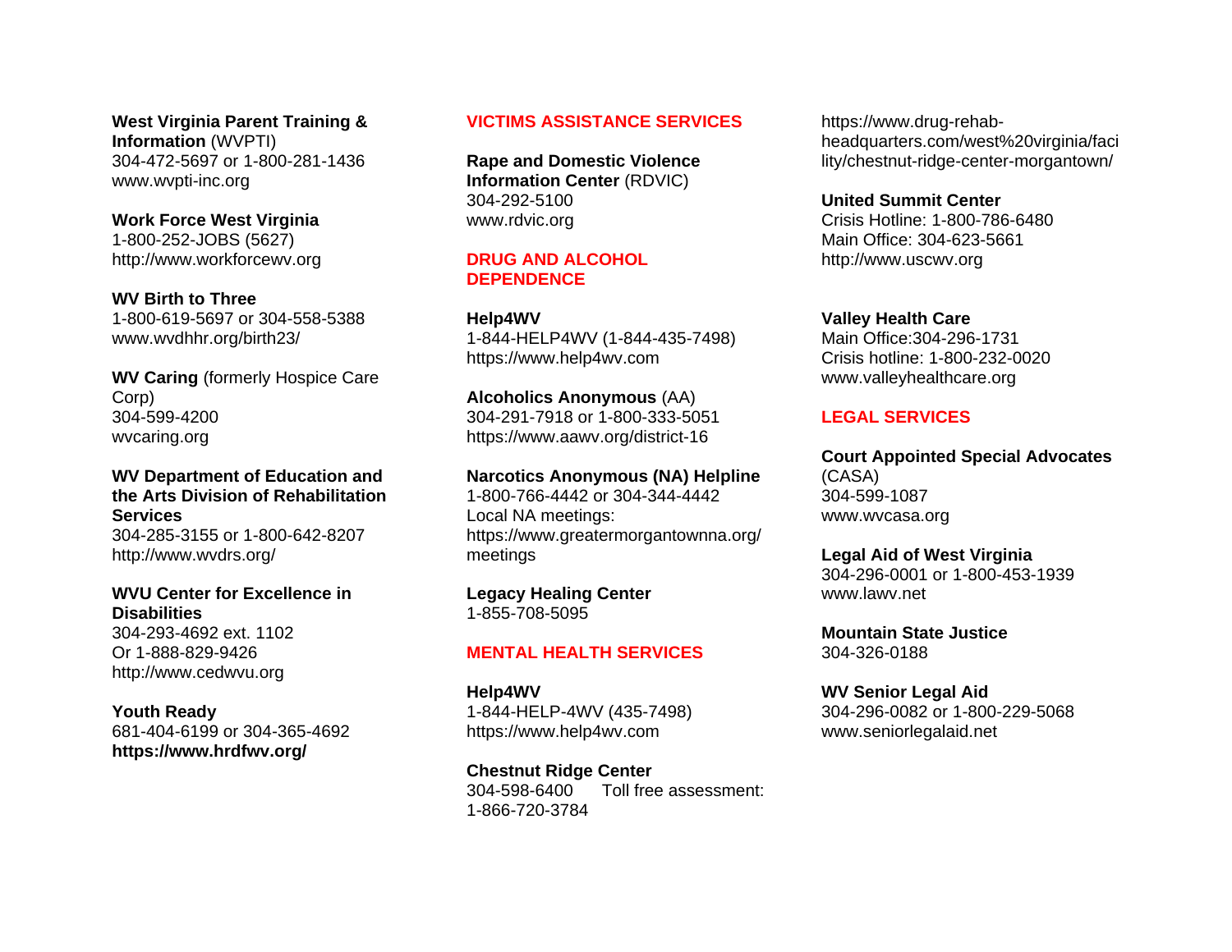**West Virginia Parent Training & Information** (WVPTI)
304-472-5697 or 1-800-281-1436
www.wvpti-inc.org

**Work Force West Virginia**
1-800-252-JOBS (5627)
http://www.workforcewv.org

**WV Birth to Three**
1-800-619-5697 or 304-558-5388
www.wvdhhr.org/birth23/

**WV Caring** (formerly Hospice Care Corp)
304-599-4200
wvcaring.org

**WV Department of Education and the Arts Division of Rehabilitation Services**
304-285-3155 or 1-800-642-8207
http://www.wvdrs.org/

**WVU Center for Excellence in Disabilities**
304-293-4692 ext. 1102
Or 1-888-829-9426
http://www.cedwvu.org

**Youth Ready**
681-404-6199 or 304-365-4692
**https://www.hrdfwv.org/**

## VICTIMS ASSISTANCE SERVICES

**Rape and Domestic Violence Information Center** (RDVIC)
304-292-5100
www.rdvic.org

## DRUG AND ALCOHOL DEPENDENCE

**Help4WV**
1-844-HELP4WV (1-844-435-7498)
https://www.help4wv.com

**Alcoholics Anonymous** (AA)
304-291-7918 or 1-800-333-5051
https://www.aawv.org/district-16

**Narcotics Anonymous (NA) Helpline**
1-800-766-4442 or 304-344-4442
Local NA meetings:
https://www.greatermorgantownna.org/meetings

**Legacy Healing Center**
1-855-708-5095

## MENTAL HEALTH SERVICES

**Help4WV**
1-844-HELP-4WV (435-7498)
https://www.help4wv.com

**Chestnut Ridge Center**
304-598-6400 Toll free assessment: 1-866-720-3784
https://www.drug-rehab-headquarters.com/west%20virginia/facility/chestnut-ridge-center-morgantown/

**United Summit Center**
Crisis Hotline: 1-800-786-6480
Main Office: 304-623-5661
http://www.uscwv.org

**Valley Health Care**
Main Office:304-296-1731
Crisis hotline: 1-800-232-0020
www.valleyhealthcare.org

## LEGAL SERVICES

**Court Appointed Special Advocates** (CASA)
304-599-1087
www.wvcasa.org

**Legal Aid of West Virginia**
304-296-0001 or 1-800-453-1939
www.lawv.net

**Mountain State Justice**
304-326-0188

**WV Senior Legal Aid**
304-296-0082 or 1-800-229-5068
www.seniorlegalaid.net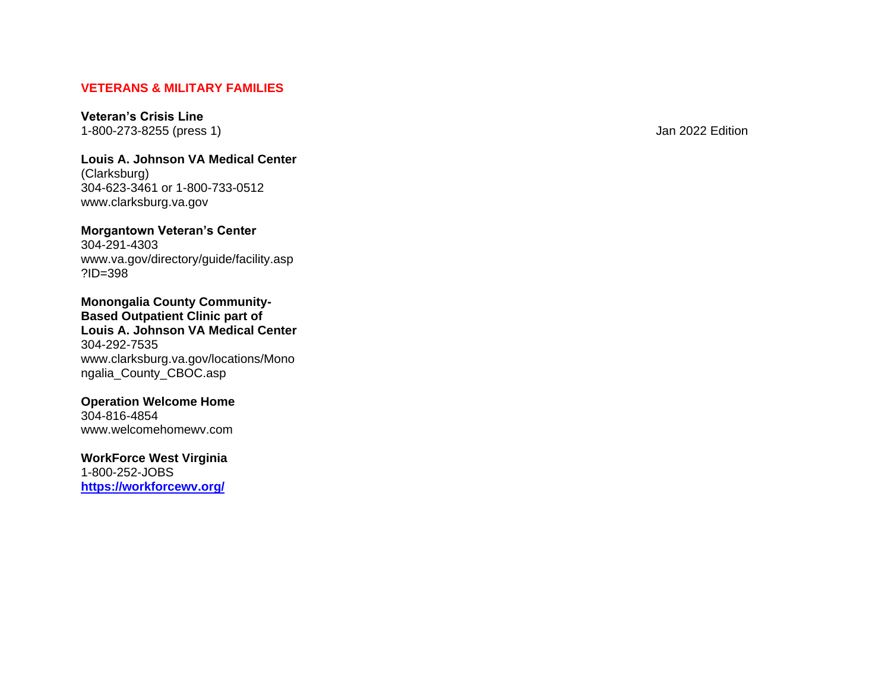## VETERANS & MILITARY FAMILIES

**Veteran's Crisis Line**
1-800-273-8255 (press 1)

**Louis A. Johnson VA Medical Center**
(Clarksburg)
304-623-3461 or 1-800-733-0512
www.clarksburg.va.gov

**Morgantown Veteran's Center**
304-291-4303
www.va.gov/directory/guide/facility.asp?ID=398

**Monongalia County Community-Based Outpatient Clinic part of Louis A. Johnson VA Medical Center**
304-292-7535
www.clarksburg.va.gov/locations/Monongalia_County_CBOC.asp

**Operation Welcome Home**
304-816-4854
www.welcomehomewv.com

**WorkForce West Virginia**
1-800-252-JOBS
**https://workforcewv.org/**